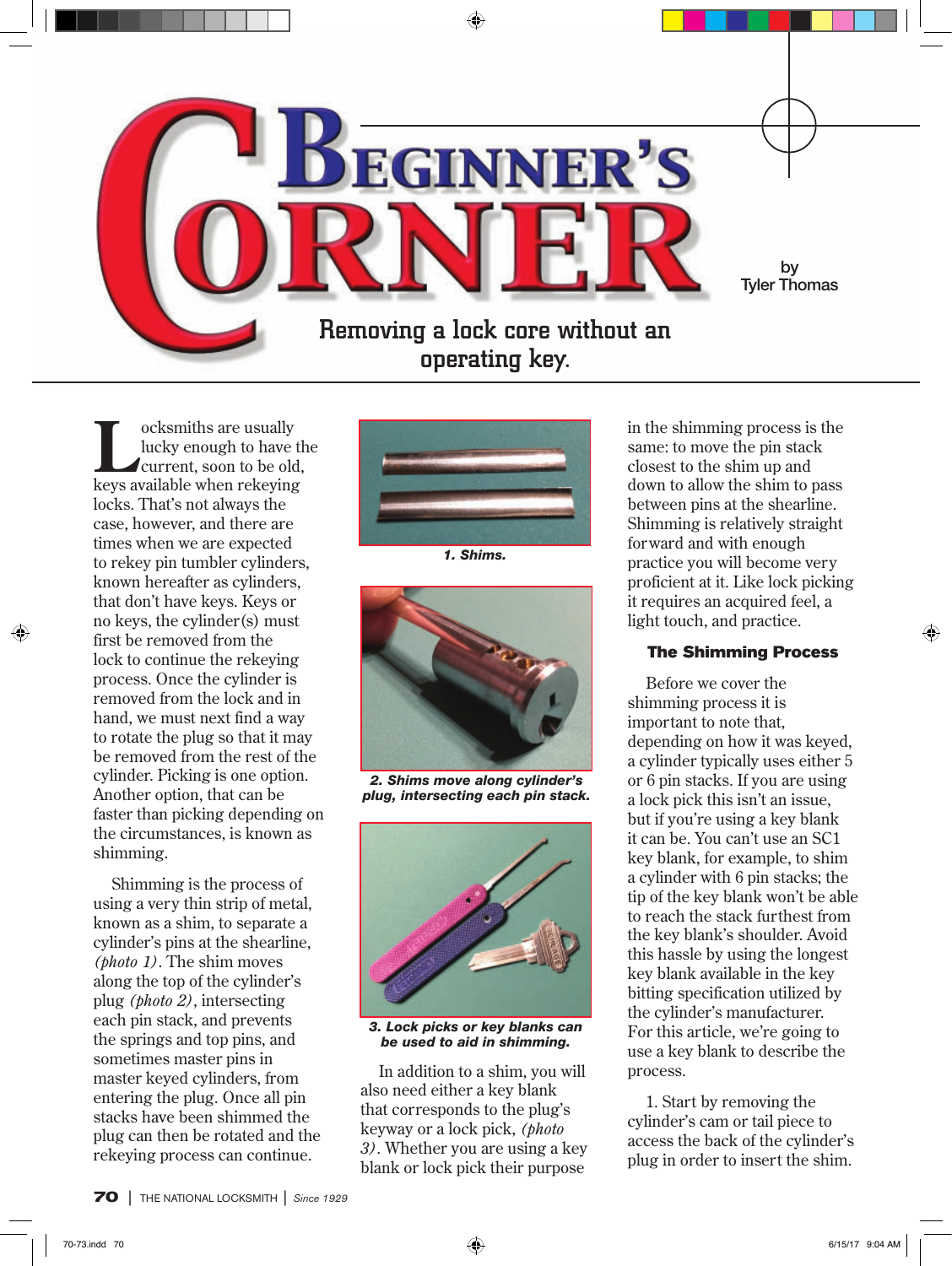# Beginner's Corner

by Tyler Thomas

## Removing a lock core without an operating key.

Locksmiths are usually lucky enough to have the current, soon to be old, keys available when rekeying locks. That's not always the case, however, and there are times when we are expected to rekey pin tumbler cylinders, known hereafter as cylinders, that don't have keys. Keys or no keys, the cylinder(s) must first be removed from the lock to continue the rekeying process. Once the cylinder is removed from the lock and in hand, we must next find a way to rotate the plug so that it may be removed from the rest of the cylinder. Picking is one option. Another option, that can be faster than picking depending on the circumstances, is known as shimming.

Shimming is the process of using a very thin strip of metal, known as a shim, to separate a cylinder's pins at the shearline, *(photo 1)*. The shim moves along the top of the cylinder's plug *(photo 2)*, intersecting each pin stack, and prevents the springs and top pins, and sometimes master pins in master keyed cylinders, from entering the plug. Once all pin stacks have been shimmed the plug can then be rotated and the rekeying process can continue.

***1. Shims.***

***2. Shims move along cylinder's plug, intersecting each pin stack.***

***3. Lock picks or key blanks can be used to aid in shimming.***

In addition to a shim, you will also need either a key blank that corresponds to the plug's keyway or a lock pick, *(photo 3)*. Whether you are using a key blank or lock pick their purpose in the shimming process is the same: to move the pin stack closest to the shim up and down to allow the shim to pass between pins at the shearline. Shimming is relatively straight forward and with enough practice you will become very proficient at it. Like lock picking it requires an acquired feel, a light touch, and practice.

### The Shimming Process

Before we cover the shimming process it is important to note that, depending on how it was keyed, a cylinder typically uses either 5 or 6 pin stacks. If you are using a lock pick this isn't an issue, but if you're using a key blank it can be. You can't use an SC1 key blank, for example, to shim a cylinder with 6 pin stacks; the tip of the key blank won't be able to reach the stack furthest from the key blank's shoulder. Avoid this hassle by using the longest key blank available in the key bitting specification utilized by the cylinder's manufacturer. For this article, we're going to use a key blank to describe the process.

1. Start by removing the cylinder's cam or tail piece to access the back of the cylinder's plug in order to insert the shim.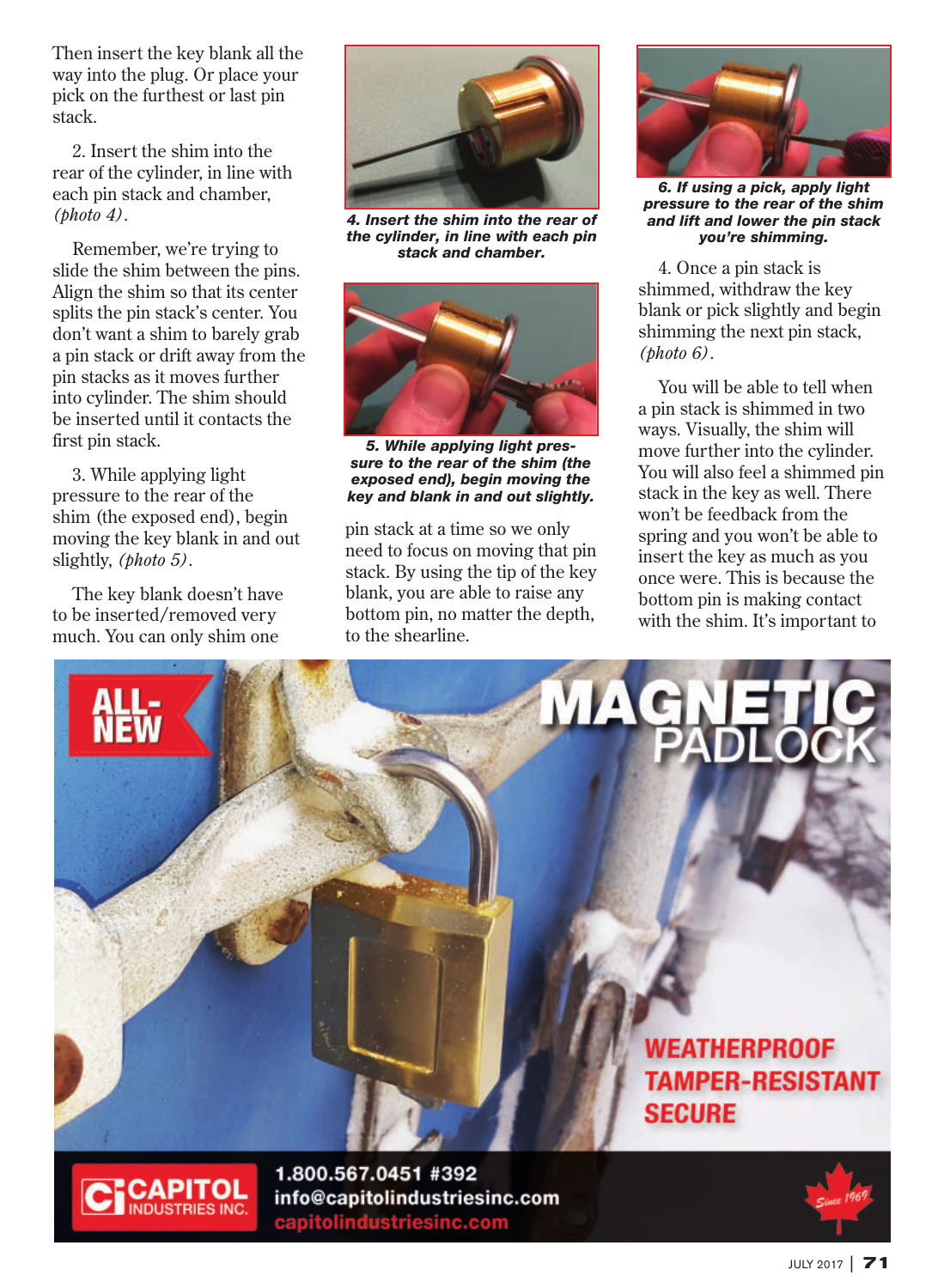Then insert the key blank all the way into the plug. Or place your pick on the furthest or last pin stack.

2. Insert the shim into the rear of the cylinder, in line with each pin stack and chamber, *(photo 4)*.

Remember, we're trying to slide the shim between the pins. Align the shim so that its center splits the pin stack's center. You don't want a shim to barely grab a pin stack or drift away from the pin stacks as it moves further into cylinder. The shim should be inserted until it contacts the first pin stack.

3. While applying light pressure to the rear of the shim (the exposed end), begin moving the key blank in and out slightly, *(photo 5)*.

The key blank doesn't have to be inserted/removed very much. You can only shim one pin stack at a time so we only need to focus on moving that pin stack. By using the tip of the key blank, you are able to raise any bottom pin, no matter the depth, to the shearline.

***4. Insert the shim into the rear of the cylinder, in line with each pin stack and chamber.***

***5. While applying light pressure to the rear of the shim (the exposed end), begin moving the key and blank in and out slightly.***

***6. If using a pick, apply light pressure to the rear of the shim and lift and lower the pin stack you're shimming.***

4. Once a pin stack is shimmed, withdraw the key blank or pick slightly and begin shimming the next pin stack, *(photo 6)*.

You will be able to tell when a pin stack is shimmed in two ways. Visually, the shim will move further into the cylinder. You will also feel a shimmed pin stack in the key as well. There won't be feedback from the spring and you won't be able to insert the key as much as you once were. This is because the bottom pin is making contact with the shim. It's important to

ALL-NEW MAGNETIC PADLOCK

WEATHERPROOF
TAMPER-RESISTANT
SECURE

CAPITOL INDUSTRIES INC.
1.800.567.0451 #392
info@capitolindustriesinc.com
capitolindustriesinc.com
Since 1969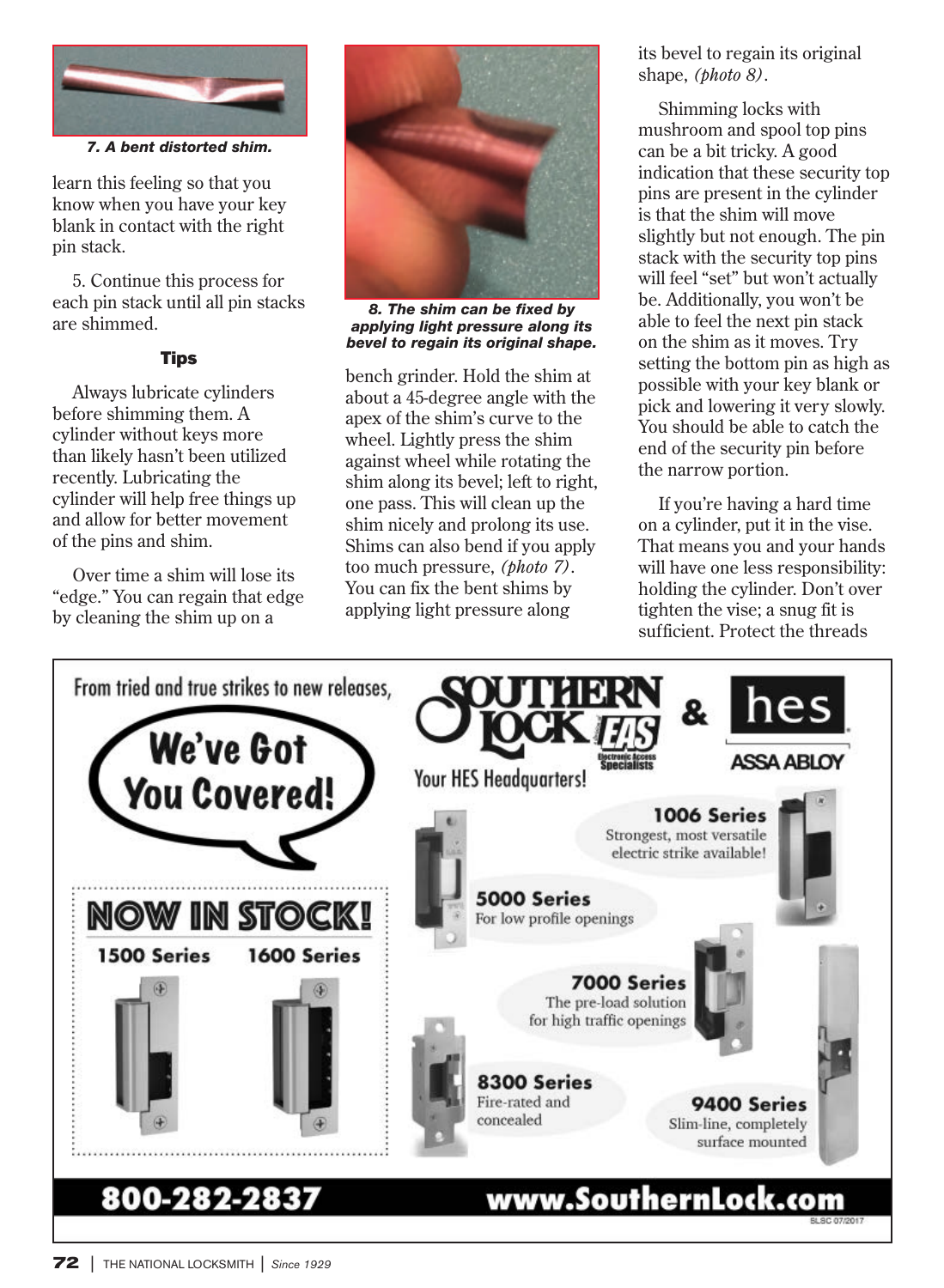7. A bent distorted shim.

learn this feeling so that you know when you have your key blank in contact with the right pin stack.

5. Continue this process for each pin stack until all pin stacks are shimmed.

### Tips

Always lubricate cylinders before shimming them. A cylinder without keys more than likely hasn't been utilized recently. Lubricating the cylinder will help free things up and allow for better movement of the pins and shim.

Over time a shim will lose its "edge." You can regain that edge by cleaning the shim up on a bench grinder. Hold the shim at about a 45-degree angle with the apex of the shim's curve to the wheel. Lightly press the shim against wheel while rotating the shim along its bevel; left to right, one pass. This will clean up the shim nicely and prolong its use. Shims can also bend if you apply too much pressure, *(photo 7)*. You can fix the bent shims by applying light pressure along its bevel to regain its original shape, *(photo 8)*.

8. The shim can be fixed by applying light pressure along its bevel to regain its original shape.

Shimming locks with mushroom and spool top pins can be a bit tricky. A good indication that these security top pins are present in the cylinder is that the shim will move slightly but not enough. The pin stack with the security top pins will feel "set" but won't actually be. Additionally, you won't be able to feel the next pin stack on the shim as it moves. Try setting the bottom pin as high as possible with your key blank or pick and lowering it very slowly. You should be able to catch the end of the security pin before the narrow portion.

If you're having a hard time on a cylinder, put it in the vise. That means you and your hands will have one less responsibility: holding the cylinder. Don't over tighten the vise; a snug fit is sufficient. Protect the threads

From tried and true strikes to new releases,

We've Got You Covered!

SOUTHERN LOCK EAS Electronic Access Specialists & hes ASSA ABLOY

Your HES Headquarters!

NOW IN STOCK!

1500 Series

1600 Series

1006 Series
Strongest, most versatile electric strike available!

5000 Series
For low profile openings

7000 Series
The pre-load solution for high traffic openings

8300 Series
Fire-rated and concealed

9400 Series
Slim-line, completely surface mounted

800-282-2837

www.SouthernLock.com

SLSC 07/2017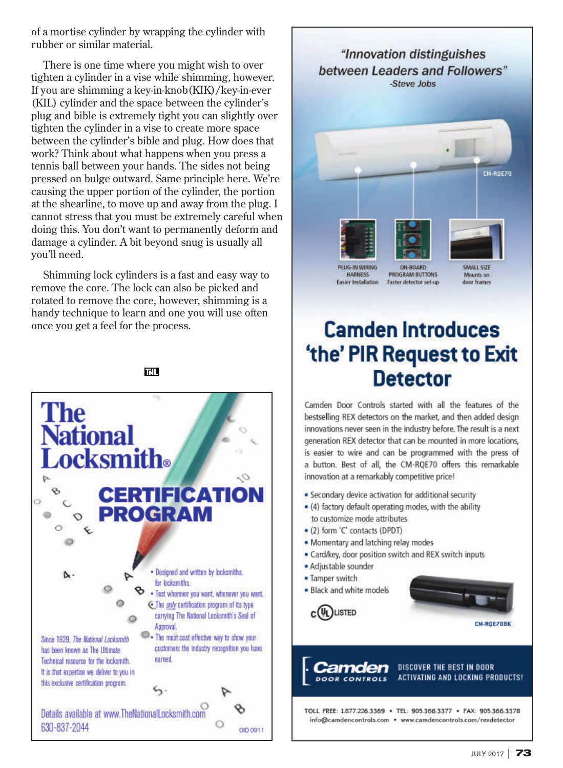of a mortise cylinder by wrapping the cylinder with rubber or similar material.

There is one time where you might wish to over tighten a cylinder in a vise while shimming, however. If you are shimming a key-in-knob(KIK)/key-in-ever (KIL) cylinder and the space between the cylinder's plug and bible is extremely tight you can slightly over tighten the cylinder in a vise to create more space between the cylinder's bible and plug. How does that work? Think about what happens when you press a tennis ball between your hands. The sides not being pressed on bulge outward. Same principle here. We're causing the upper portion of the cylinder, the portion at the shearline, to move up and away from the plug. I cannot stress that you must be extremely careful when doing this. You don't want to permanently deform and damage a cylinder. A bit beyond snug is usually all you'll need.

Shimming lock cylinders is a fast and easy way to remove the core. The lock can also be picked and rotated to remove the core, however, shimming is a handy technique to learn and one you will use often once you get a feel for the process.

TNL

# The National Locksmith®

## CERTIFICATION PROGRAM

- Designed and written by locksmiths, for locksmiths.
- Test wherever you want, whenever you want.
- The *only* certification program of its type carrying The National Locksmith's Seal of Approval.
- The most cost effective way to show your customers the industry recognition you have earned.

Since 1929, *The National Locksmith* has been known as The Ultimate Technical resource for the locksmith. It is that expertise we deliver to you in this exclusive certification program.

Details available at www.TheNationalLocksmith.com
630-837-2044

OID 0911

*"Innovation distinguishes between Leaders and Followers"*
-Steve Jobs

CM-RQE70

PLUG-IN WIRING HARNESS
Easier Installation

ON-BOARD PROGRAM BUTTONS
Faster detector set-up

SMALL SIZE
Mounts on door frames

# Camden Introduces 'the' PIR Request to Exit Detector

Camden Door Controls started with all the features of the bestselling REX detectors on the market, and then added design innovations never seen in the industry before. The result is a next generation REX detector that can be mounted in more locations, is easier to wire and can be programmed with the press of a button. Best of all, the CM-RQE70 offers this remarkable innovation at a remarkably competitive price!

- Secondary device activation for additional security
- (4) factory default operating modes, with the ability to customize mode attributes
- (2) form 'C' contacts (DPDT)
- Momentary and latching relay modes
- Card/key, door position switch and REX switch inputs
- Adjustable sounder
- Tamper switch
- Black and white models

c UL LISTED

CM-RQE70BK

Camden DOOR CONTROLS

DISCOVER THE BEST IN DOOR ACTIVATING AND LOCKING PRODUCTS!

TOLL FREE: 1.877.226.3369 • TEL: 905.366.3377 • FAX: 905.366.3378
info@camdencontrols.com • www.camdencontrols.com/rexdetector